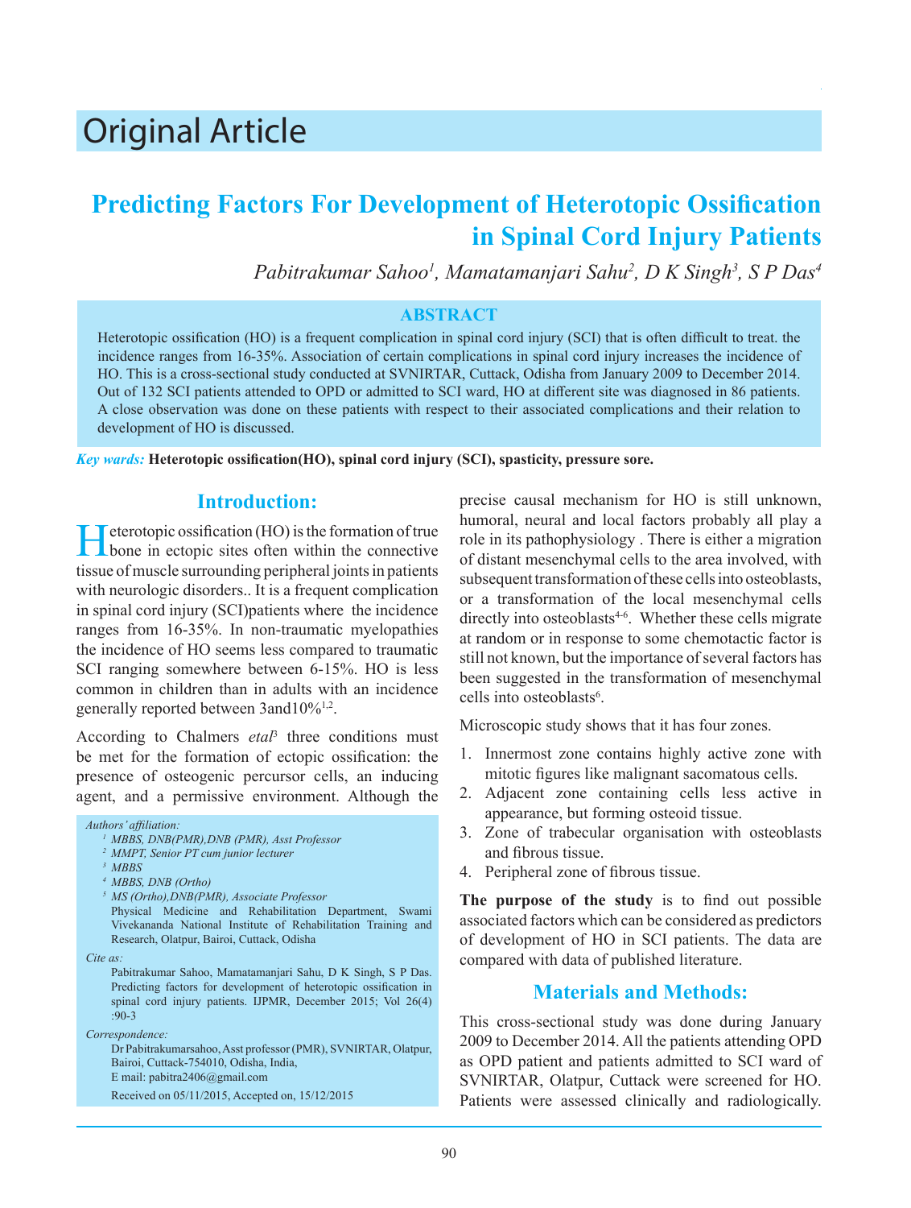# Original Article

## Predicting Factors For Development of Heterotopic Ossification in Spinal Cord Injury Patients

*Pabitrakumar Sahoo[1], Mamatamanjari Sahu[2], D K Singh[3], S P Das[4]*

### ABSTRACT

Heterotopic ossification (HO) is a frequent complication in spinal cord injury (SCI) that is often difficult to treat. the incidence ranges from 16-35%. Association of certain complications in spinal cord injury increases the incidence of HO. This is a cross-sectional study conducted at SVNIRTAR, Cuttack, Odisha from January 2009 to December 2014. Out of 132 SCI patients attended to OPD or admitted to SCI ward, HO at different site was diagnosed in 86 patients. A close observation was done on these patients with respect to their associated complications and their relation to development of HO is discussed.

*Key wards:* **Heterotopic ossification(HO), spinal cord injury (SCI), spasticity, pressure sore.**

## Introduction:

Heterotopic ossification (HO) is the formation of true bone in ectopic sites often within the connective tissue of muscle surrounding peripheral joints in patients with neurologic disorders.. It is a frequent complication in spinal cord injury (SCI)patients where the incidence ranges from 16-35%. In non-traumatic myelopathies the incidence of HO seems less compared to traumatic SCI ranging somewhere between 6-15%. HO is less common in children than in adults with an incidence generally reported between 3and10%[1,2].

According to Chalmers *etal*[3] three conditions must be met for the formation of ectopic ossification: the presence of osteogenic percursor cells, an inducing agent, and a permissive environment. Although the precise causal mechanism for HO is still unknown, humoral, neural and local factors probably all play a role in its pathophysiology . There is either a migration of distant mesenchymal cells to the area involved, with subsequent transformation of these cells into osteoblasts, or a transformation of the local mesenchymal cells directly into osteoblasts[4-6]. Whether these cells migrate at random or in response to some chemotactic factor is still not known, but the importance of several factors has been suggested in the transformation of mesenchymal cells into osteoblasts[6].

Microscopic study shows that it has four zones.

1. Innermost zone contains highly active zone with mitotic figures like malignant sacomatous cells.
2. Adjacent zone containing cells less active in appearance, but forming osteoid tissue.
3. Zone of trabecular organisation with osteoblasts and fibrous tissue.
4. Peripheral zone of fibrous tissue.

**The purpose of the study** is to find out possible associated factors which can be considered as predictors of development of HO in SCI patients. The data are compared with data of published literature.

*Authors' affiliation:*

*[1] MBBS, DNB(PMR),DNB (PMR), Asst Professor*
*[2] MMPT, Senior PT cum junior lecturer*
*[3] MBBS*
*[4] MBBS, DNB (Ortho)*
*[5] MS (Ortho),DNB(PMR), Associate Professor*
Physical Medicine and Rehabilitation Department, Swami Vivekananda National Institute of Rehabilitation Training and Research, Olatpur, Bairoi, Cuttack, Odisha

*Cite as:*

Pabitrakumar Sahoo, Mamatamanjari Sahu, D K Singh, S P Das. Predicting factors for development of heterotopic ossification in spinal cord injury patients. IJPMR, December 2015; Vol 26(4) :90-3

*Correspondence:*

Dr Pabitrakumarsahoo, Asst professor (PMR), SVNIRTAR, Olatpur, Bairoi, Cuttack-754010, Odisha, India,
E mail: pabitra2406@gmail.com

Received on 05/11/2015, Accepted on, 15/12/2015

## Materials and Methods:

This cross-sectional study was done during January 2009 to December 2014. All the patients attending OPD as OPD patient and patients admitted to SCI ward of SVNIRTAR, Olatpur, Cuttack were screened for HO. Patients were assessed clinically and radiologically.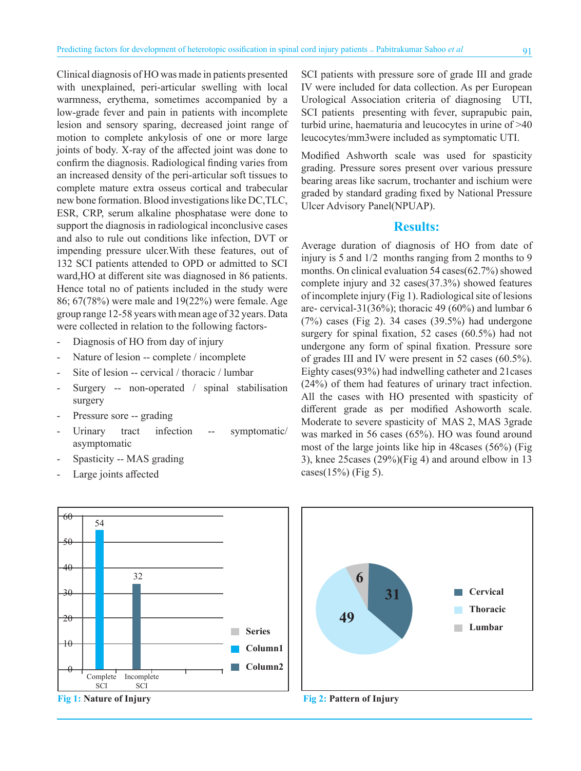Clinical diagnosis of HO was made in patients presented with unexplained, peri-articular swelling with local warmness, erythema, sometimes accompanied by a low-grade fever and pain in patients with incomplete lesion and sensory sparing, decreased joint range of motion to complete ankylosis of one or more large joints of body. X-ray of the affected joint was done to confirm the diagnosis. Radiological finding varies from an increased density of the peri-articular soft tissues to complete mature extra osseus cortical and trabecular new bone formation. Blood investigations like DC,TLC, ESR, CRP, serum alkaline phosphatase were done to support the diagnosis in radiological inconclusive cases and also to rule out conditions like infection, DVT or impending pressure ulcer.With these features, out of 132 SCI patients attended to OPD or admitted to SCI ward,HO at different site was diagnosed in 86 patients. Hence total no of patients included in the study were 86; 67(78%) were male and 19(22%) were female. Age group range 12-58 years with mean age of 32 years. Data were collected in relation to the following factors-

- Diagnosis of HO from day of injury
- Nature of lesion -- complete / incomplete
- Site of lesion -- cervical / thoracic / lumbar
- Surgery -- non-operated / spinal stabilisation surgery
- Pressure sore -- grading
- Urinary tract infection -- symptomatic/ asymptomatic
- Spasticity -- MAS grading
- Large joints affected

SCI patients with pressure sore of grade III and grade IV were included for data collection. As per European Urological Association criteria of diagnosing UTI, SCI patients presenting with fever, suprapubic pain, turbid urine, haematuria and leucocytes in urine of >40 leucocytes/mm3were included as symptomatic UTI.

Modified Ashworth scale was used for spasticity grading. Pressure sores present over various pressure bearing areas like sacrum, trochanter and ischium were graded by standard grading fixed by National Pressure Ulcer Advisory Panel(NPUAP).

## Results:

Average duration of diagnosis of HO from date of injury is 5 and 1/2 months ranging from 2 months to 9 months. On clinical evaluation 54 cases(62.7%) showed complete injury and 32 cases(37.3%) showed features of incomplete injury (Fig 1). Radiological site of lesions are- cervical-31(36%); thoracic 49 (60%) and lumbar 6 (7%) cases (Fig 2). 34 cases (39.5%) had undergone surgery for spinal fixation, 52 cases (60.5%) had not undergone any form of spinal fixation. Pressure sore of grades III and IV were present in 52 cases (60.5%). Eighty cases(93%) had indwelling catheter and 21cases (24%) of them had features of urinary tract infection. All the cases with HO presented with spasticity of different grade as per modified Ashoworth scale. Moderate to severe spasticity of MAS 2, MAS 3grade was marked in 56 cases (65%). HO was found around most of the large joints like hip in 48cases (56%) (Fig 3), knee 25cases (29%)(Fig 4) and around elbow in 13 cases(15%) (Fig 5).

| | Complete SCI | Incomplete SCI |
|---|---|---|
| Cases | 54 | 32 |

**Fig 1:** **Nature of Injury**

| Site | Cases |
|---|---|
| Cervical | 31 |
| Thoracic | 49 |
| Lumbar | 6 |

**Fig 2:** **Pattern of Injury**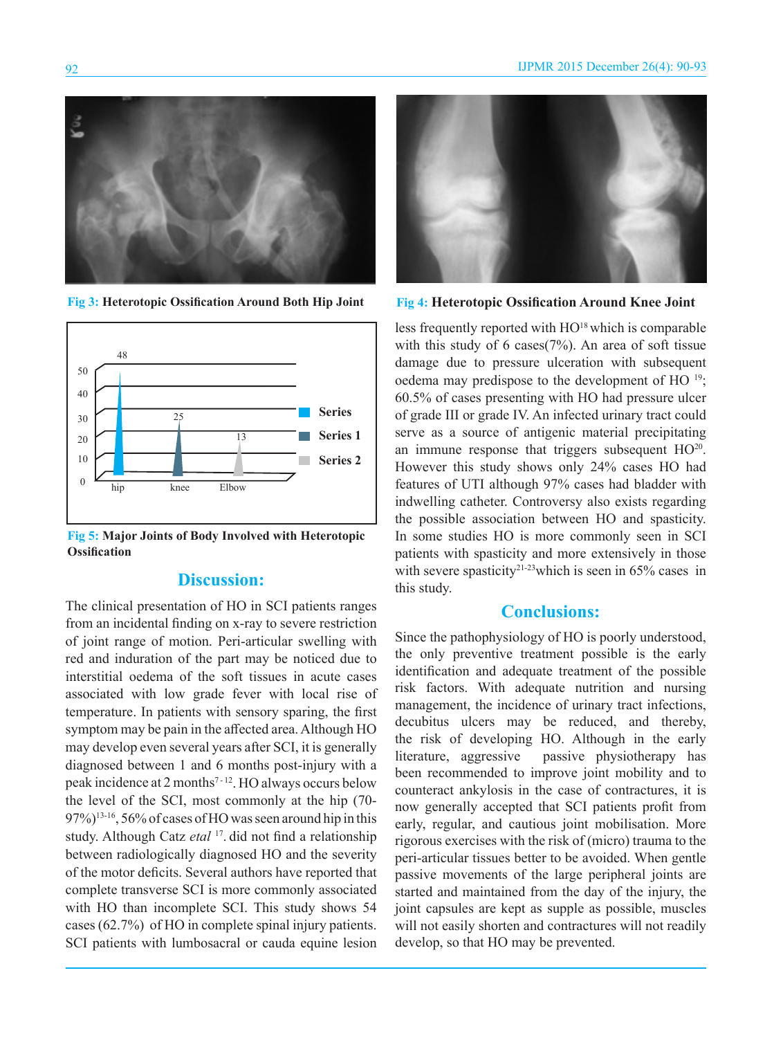Fig 3: **Heterotopic Ossification Around Both Hip Joint**

Fig 4: **Heterotopic Ossification Around Knee Joint**

Fig 5: **Major Joints of Body Involved with Heterotopic Ossification**

## Discussion:

The clinical presentation of HO in SCI patients ranges from an incidental finding on x-ray to severe restriction of joint range of motion. Peri-articular swelling with red and induration of the part may be noticed due to interstitial oedema of the soft tissues in acute cases associated with low grade fever with local rise of temperature. In patients with sensory sparing, the first symptom may be pain in the affected area. Although HO may develop even several years after SCI, it is generally diagnosed between 1 and 6 months post-injury with a peak incidence at 2 months[7-12]. HO always occurs below the level of the SCI, most commonly at the hip (70-97%)[13-16], 56% of cases of HO was seen around hip in this study. Although Catz *etal* [17]. did not find a relationship between radiologically diagnosed HO and the severity of the motor deficits. Several authors have reported that complete transverse SCI is more commonly associated with HO than incomplete SCI. This study shows 54 cases (62.7%) of HO in complete spinal injury patients. SCI patients with lumbosacral or cauda equine lesion less frequently reported with HO[18] which is comparable with this study of 6 cases(7%). An area of soft tissue damage due to pressure ulceration with subsequent oedema may predispose to the development of HO [19]; 60.5% of cases presenting with HO had pressure ulcer of grade III or grade IV. An infected urinary tract could serve as a source of antigenic material precipitating an immune response that triggers subsequent HO[20]. However this study shows only 24% cases HO had features of UTI although 97% cases had bladder with indwelling catheter. Controversy also exists regarding the possible association between HO and spasticity. In some studies HO is more commonly seen in SCI patients with spasticity and more extensively in those with severe spasticity[21-23]which is seen in 65% cases in this study.

## Conclusions:

Since the pathophysiology of HO is poorly understood, the only preventive treatment possible is the early identification and adequate treatment of the possible risk factors. With adequate nutrition and nursing management, the incidence of urinary tract infections, decubitus ulcers may be reduced, and thereby, the risk of developing HO. Although in the early literature, aggressive passive physiotherapy has been recommended to improve joint mobility and to counteract ankylosis in the case of contractures, it is now generally accepted that SCI patients profit from early, regular, and cautious joint mobilisation. More rigorous exercises with the risk of (micro) trauma to the peri-articular tissues better to be avoided. When gentle passive movements of the large peripheral joints are started and maintained from the day of the injury, the joint capsules are kept as supple as possible, muscles will not easily shorten and contractures will not readily develop, so that HO may be prevented.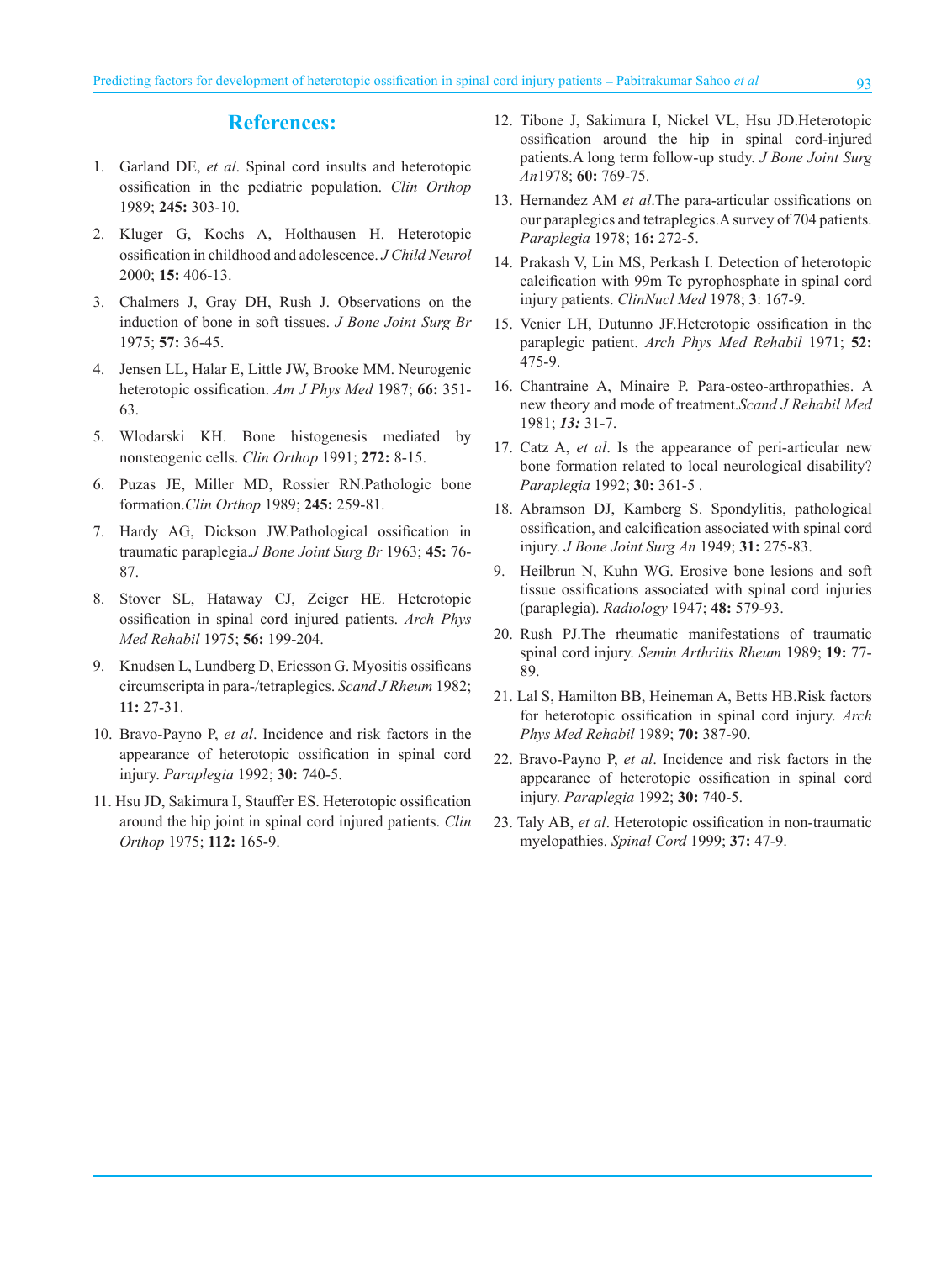## References:

1. Garland DE, *et al*. Spinal cord insults and heterotopic ossification in the pediatric population. *Clin Orthop* 1989; **245:** 303-10.

2. Kluger G, Kochs A, Holthausen H. Heterotopic ossification in childhood and adolescence. *J Child Neurol* 2000; **15:** 406-13.

3. Chalmers J, Gray DH, Rush J. Observations on the induction of bone in soft tissues. *J Bone Joint Surg Br* 1975; **57:** 36-45.

4. Jensen LL, Halar E, Little JW, Brooke MM. Neurogenic heterotopic ossification. *Am J Phys Med* 1987; **66:** 351-63.

5. Wlodarski KH. Bone histogenesis mediated by nonsteogenic cells. *Clin Orthop* 1991; **272:** 8-15.

6. Puzas JE, Miller MD, Rossier RN.Pathologic bone formation.*Clin Orthop* 1989; **245:** 259-81.

7. Hardy AG, Dickson JW.Pathological ossification in traumatic paraplegia.*J Bone Joint Surg Br* 1963; **45:** 76-87.

8. Stover SL, Hataway CJ, Zeiger HE. Heterotopic ossification in spinal cord injured patients. *Arch Phys Med Rehabil* 1975; **56:** 199-204.

9. Knudsen L, Lundberg D, Ericsson G. Myositis ossificans circumscripta in para-/tetraplegics. *Scand J Rheum* 1982; **11:** 27-31.

10. Bravo-Payno P, *et al*. Incidence and risk factors in the appearance of heterotopic ossification in spinal cord injury. *Paraplegia* 1992; **30:** 740-5.

11. Hsu JD, Sakimura I, Stauffer ES. Heterotopic ossification around the hip joint in spinal cord injured patients. *Clin Orthop* 1975; **112:** 165-9.

12. Tibone J, Sakimura I, Nickel VL, Hsu JD.Heterotopic ossification around the hip in spinal cord-injured patients.A long term follow-up study. *J Bone Joint Surg An*1978; **60:** 769-75.

13. Hernandez AM *et al*.The para-articular ossifications on our paraplegics and tetraplegics.A survey of 704 patients. *Paraplegia* 1978; **16:** 272-5.

14. Prakash V, Lin MS, Perkash I. Detection of heterotopic calcification with 99m Tc pyrophosphate in spinal cord injury patients. *ClinNucl Med* 1978; **3**: 167-9.

15. Venier LH, Dutunno JF.Heterotopic ossification in the paraplegic patient. *Arch Phys Med Rehabil* 1971; **52:** 475-9.

16. Chantraine A, Minaire P. Para-osteo-arthropathies. A new theory and mode of treatment.*Scand J Rehabil Med* 1981; ***13:*** 31-7.

17. Catz A, *et al*. Is the appearance of peri-articular new bone formation related to local neurological disability? *Paraplegia* 1992; **30:** 361-5 .

18. Abramson DJ, Kamberg S. Spondylitis, pathological ossification, and calcification associated with spinal cord injury. *J Bone Joint Surg An* 1949; **31:** 275-83.

9. Heilbrun N, Kuhn WG. Erosive bone lesions and soft tissue ossifications associated with spinal cord injuries (paraplegia). *Radiology* 1947; **48:** 579-93.

20. Rush PJ.The rheumatic manifestations of traumatic spinal cord injury. *Semin Arthritis Rheum* 1989; **19:** 77-89.

21. Lal S, Hamilton BB, Heineman A, Betts HB.Risk factors for heterotopic ossification in spinal cord injury. *Arch Phys Med Rehabil* 1989; **70:** 387-90.

22. Bravo-Payno P, *et al*. Incidence and risk factors in the appearance of heterotopic ossification in spinal cord injury. *Paraplegia* 1992; **30:** 740-5.

23. Taly AB, *et al*. Heterotopic ossification in non-traumatic myelopathies. *Spinal Cord* 1999; **37:** 47-9.